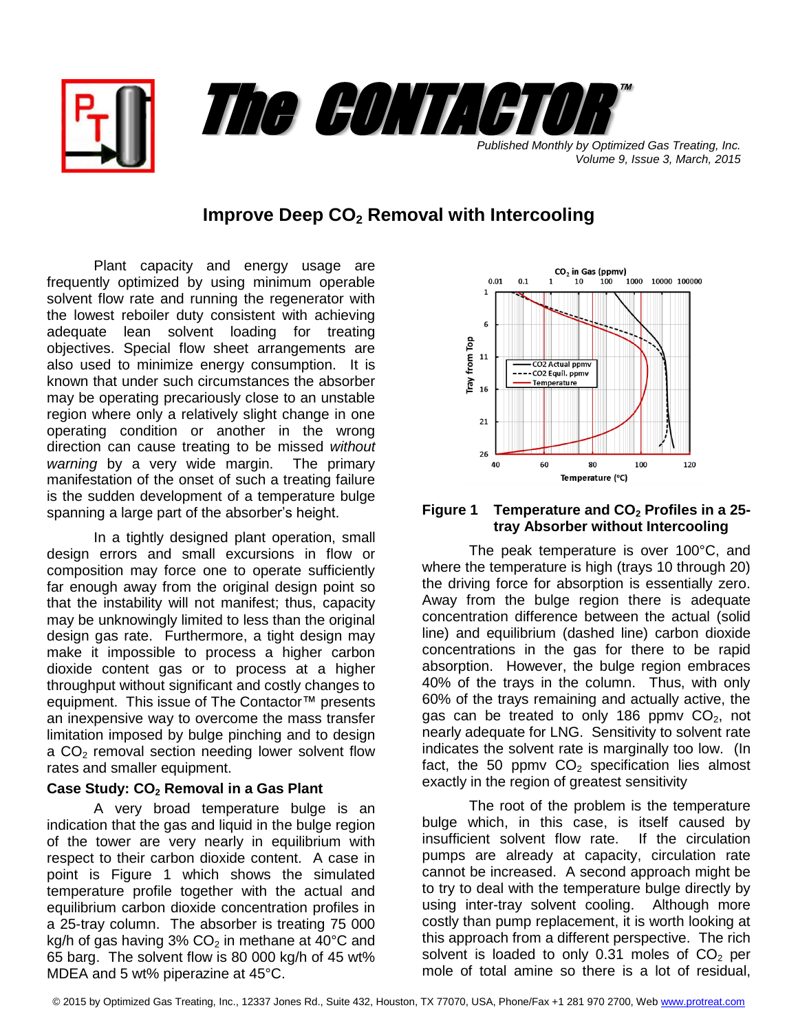# The CONTACTOR™

*Published Monthly by Optimized Gas Treating, Inc.*
*Volume 9, Issue 3, March, 2015*

## Improve Deep $CO_2$ Removal with Intercooling

Plant capacity and energy usage are frequently optimized by using minimum operable solvent flow rate and running the regenerator with the lowest reboiler duty consistent with achieving adequate lean solvent loading for treating objectives. Special flow sheet arrangements are also used to minimize energy consumption. It is known that under such circumstances the absorber may be operating precariously close to an unstable region where only a relatively slight change in one operating condition or another in the wrong direction can cause treating to be missed *without warning* by a very wide margin. The primary manifestation of the onset of such a treating failure is the sudden development of a temperature bulge spanning a large part of the absorber's height.

In a tightly designed plant operation, small design errors and small excursions in flow or composition may force one to operate sufficiently far enough away from the original design point so that the instability will not manifest; thus, capacity may be unknowingly limited to less than the original design gas rate. Furthermore, a tight design may make it impossible to process a higher carbon dioxide content gas or to process at a higher throughput without significant and costly changes to equipment. This issue of The Contactor™ presents an inexpensive way to overcome the mass transfer limitation imposed by bulge pinching and to design a $CO_2$ removal section needing lower solvent flow rates and smaller equipment.

### Case Study: $CO_2$ Removal in a Gas Plant

A very broad temperature bulge is an indication that the gas and liquid in the bulge region of the tower are very nearly in equilibrium with respect to their carbon dioxide content. A case in point is Figure 1 which shows the simulated temperature profile together with the actual and equilibrium carbon dioxide concentration profiles in a 25-tray column. The absorber is treating 75 000 kg/h of gas having 3% $CO_2$ in methane at 40°C and 65 barg. The solvent flow is 80 000 kg/h of 45 wt% MDEA and 5 wt% piperazine at 45°C.

**Figure 1 Temperature and $CO_2$ Profiles in a 25-tray Absorber without Intercooling**

The peak temperature is over 100°C, and where the temperature is high (trays 10 through 20) the driving force for absorption is essentially zero. Away from the bulge region there is adequate concentration difference between the actual (solid line) and equilibrium (dashed line) carbon dioxide concentrations in the gas for there to be rapid absorption. However, the bulge region embraces 40% of the trays in the column. Thus, with only 60% of the trays remaining and actually active, the gas can be treated to only 186 ppmv $CO_2$, not nearly adequate for LNG. Sensitivity to solvent rate indicates the solvent rate is marginally too low. (In fact, the 50 ppmv $CO_2$ specification lies almost exactly in the region of greatest sensitivity

The root of the problem is the temperature bulge which, in this case, is itself caused by insufficient solvent flow rate. If the circulation pumps are already at capacity, circulation rate cannot be increased. A second approach might be to try to deal with the temperature bulge directly by using inter-tray solvent cooling. Although more costly than pump replacement, it is worth looking at this approach from a different perspective. The rich solvent is loaded to only 0.31 moles of $CO_2$ per mole of total amine so there is a lot of residual,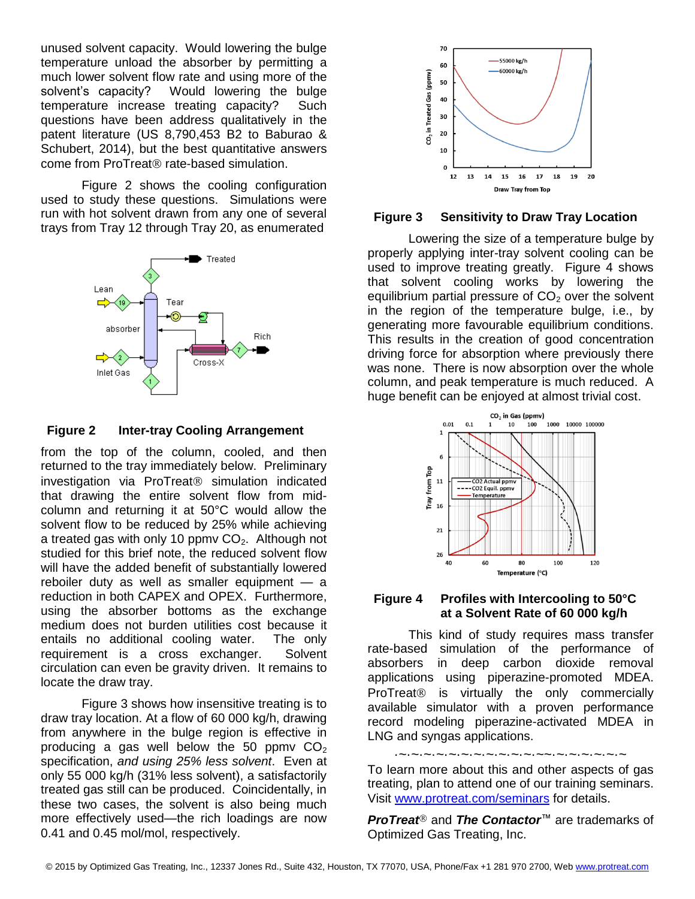unused solvent capacity. Would lowering the bulge temperature unload the absorber by permitting a much lower solvent flow rate and using more of the solvent's capacity? Would lowering the bulge temperature increase treating capacity? Such questions have been address qualitatively in the patent literature (US 8,790,453 B2 to Baburao & Schubert, 2014), but the best quantitative answers come from ProTreat® rate-based simulation.

Figure 2 shows the cooling configuration used to study these questions. Simulations were run with hot solvent drawn from any one of several trays from Tray 12 through Tray 20, as enumerated

Treated
3
Lean
19
Tear
absorber
Rich
7
2
Cross-X
Inlet Gas
1

**Figure 2 Inter-tray Cooling Arrangement**

from the top of the column, cooled, and then returned to the tray immediately below. Preliminary investigation via ProTreat® simulation indicated that drawing the entire solvent flow from mid-column and returning it at 50°C would allow the solvent flow to be reduced by 25% while achieving a treated gas with only 10 ppmv $CO_2$. Although not studied for this brief note, the reduced solvent flow will have the added benefit of substantially lowered reboiler duty as well as smaller equipment — a reduction in both CAPEX and OPEX. Furthermore, using the absorber bottoms as the exchange medium does not burden utilities cost because it entails no additional cooling water. The only requirement is a cross exchanger. Solvent circulation can even be gravity driven. It remains to locate the draw tray.

Figure 3 shows how insensitive treating is to draw tray location. At a flow of 60 000 kg/h, drawing from anywhere in the bulge region is effective in producing a gas well below the 50 ppmv $CO_2$ specification, *and using 25% less solvent*. Even at only 55 000 kg/h (31% less solvent), a satisfactory treated gas still can be produced. Coincidentally, in these two cases, the solvent is also being much more effectively used—the rich loadings are now 0.41 and 0.45 mol/mol, respectively.

70
60
50
40
30
20
10
0
$CO_2$ in Treated Gas (ppmv)
55000 kg/h
60000 kg/h
12 13 14 15 16 17 18 19 20
Draw Tray from Top

**Figure 3 Sensitivity to Draw Tray Location**

Lowering the size of a temperature bulge by properly applying inter-tray solvent cooling can be used to improve treating greatly. Figure 4 shows that solvent cooling works by lowering the equilibrium partial pressure of $CO_2$ over the solvent in the region of the temperature bulge, i.e., by generating more favourable equilibrium conditions. This results in the creation of good concentration driving force for absorption where previously there was none. There is now absorption over the whole column, and peak temperature is much reduced. A huge benefit can be enjoyed at almost trivial cost.

$CO_2$ in Gas (ppmv)
0.01 0.1 1 10 100 1000 10000 100000
1
6
11
16
21
26
Tray from Top
CO2 Actual ppmv
CO2 Equil. ppmv
Temperature
40 60 80 100 120
Temperature (°C)

**Figure 4 Profiles with Intercooling to 50°C at a Solvent Rate of 60 000 kg/h**

This kind of study requires mass transfer rate-based simulation of the performance of absorbers in deep carbon dioxide removal applications using piperazine-promoted MDEA. ProTreat® is virtually the only commercially available simulator with a proven performance record modeling piperazine-activated MDEA in LNG and syngas applications.

.~.~.~.~.~.~.~.~.~.~.~.~.~~.~.~.~.~.~.~.~

To learn more about this and other aspects of gas treating, plan to attend one of our training seminars. Visit www.protreat.com/seminars for details.

***ProTreat***® and ***The Contactor***™ are trademarks of Optimized Gas Treating, Inc.

© 2015 by Optimized Gas Treating, Inc., 12337 Jones Rd., Suite 432, Houston, TX 77070, USA, Phone/Fax +1 281 970 2700, Web www.protreat.com